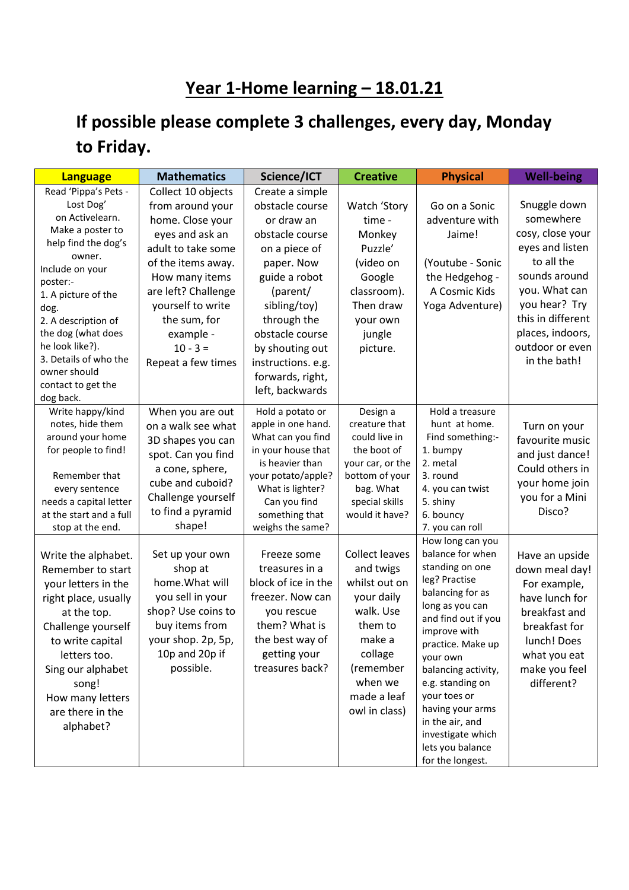# Year 1-Home learning – 18.01.21

## If possible please complete 3 challenges, every day, Monday to Friday.

| Language | Mathematics | Science/ICT | Creative | Physical | Well-being |
|---|---|---|---|---|---|
| Read 'Pippa's Pets - Lost Dog' on Activelearn. Make a poster to help find the dog's owner. Include on your poster:- 1. A picture of the dog. 2. A description of the dog (what does he look like?). 3. Details of who the owner should contact to get the dog back. | Collect 10 objects from around your home. Close your eyes and ask an adult to take some of the items away. How many items are left? Challenge yourself to write the sum, for example - 10 - 3 = Repeat a few times | Create a simple obstacle course or draw an obstacle course on a piece of paper. Now guide a robot (parent/ sibling/toy) through the obstacle course by shouting out instructions. e.g. forwards, right, left, backwards | Watch 'Story time - Monkey Puzzle' (video on Google classroom). Then draw your own jungle picture. | Go on a Sonic adventure with Jaime! (Youtube - Sonic the Hedgehog - A Cosmic Kids Yoga Adventure) | Snuggle down somewhere cosy, close your eyes and listen to all the sounds around you. What can you hear? Try this in different places, indoors, outdoor or even in the bath! |
| Write happy/kind notes, hide them around your home for people to find! Remember that every sentence needs a capital letter at the start and a full stop at the end. | When you are out on a walk see what 3D shapes you can spot. Can you find a cone, sphere, cube and cuboid? Challenge yourself to find a pyramid shape! | Hold a potato or apple in one hand. What can you find in your house that is heavier than your potato/apple? What is lighter? Can you find something that weighs the same? | Design a creature that could live in the boot of your car, or the bottom of your bag. What special skills would it have? | Hold a treasure hunt at home. Find something:- 1. bumpy 2. metal 3. round 4. you can twist 5. shiny 6. bouncy 7. you can roll | Turn on your favourite music and just dance! Could others in your home join you for a Mini Disco? |
| Write the alphabet. Remember to start your letters in the right place, usually at the top. Challenge yourself to write capital letters too. Sing our alphabet song! How many letters are there in the alphabet? | Set up your own shop at home.What will you sell in your shop? Use coins to buy items from your shop. 2p, 5p, 10p and 20p if possible. | Freeze some treasures in a block of ice in the freezer. Now can you rescue them? What is the best way of getting your treasures back? | Collect leaves and twigs whilst out on your daily walk. Use them to make a collage (remember when we made a leaf owl in class) | How long can you balance for when standing on one leg? Practise balancing for as long as you can and find out if you improve with practice. Make up your own balancing activity, e.g. standing on your toes or having your arms in the air, and investigate which lets you balance for the longest. | Have an upside down meal day! For example, have lunch for breakfast and breakfast for lunch! Does what you eat make you feel different? |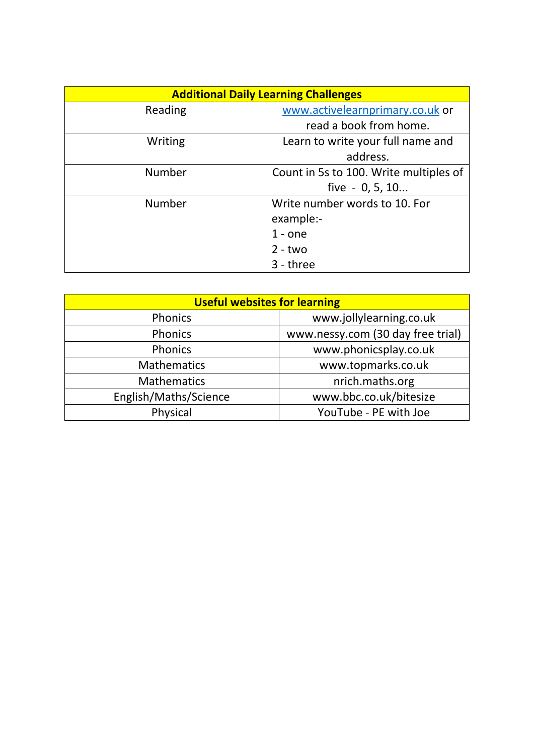| Additional Daily Learning Challenges | |
|---|---|
| Reading | www.activelearnprimary.co.uk or read a book from home. |
| Writing | Learn to write your full name and address. |
| Number | Count in 5s to 100. Write multiples of five - 0, 5, 10... |
| Number | Write number words to 10. For example:-<br>1 - one<br>2 - two<br>3 - three |

| Useful websites for learning | |
|---|---|
| Phonics | www.jollylearning.co.uk |
| Phonics | www.nessy.com (30 day free trial) |
| Phonics | www.phonicsplay.co.uk |
| Mathematics | www.topmarks.co.uk |
| Mathematics | nrich.maths.org |
| English/Maths/Science | www.bbc.co.uk/bitesize |
| Physical | YouTube - PE with Joe |